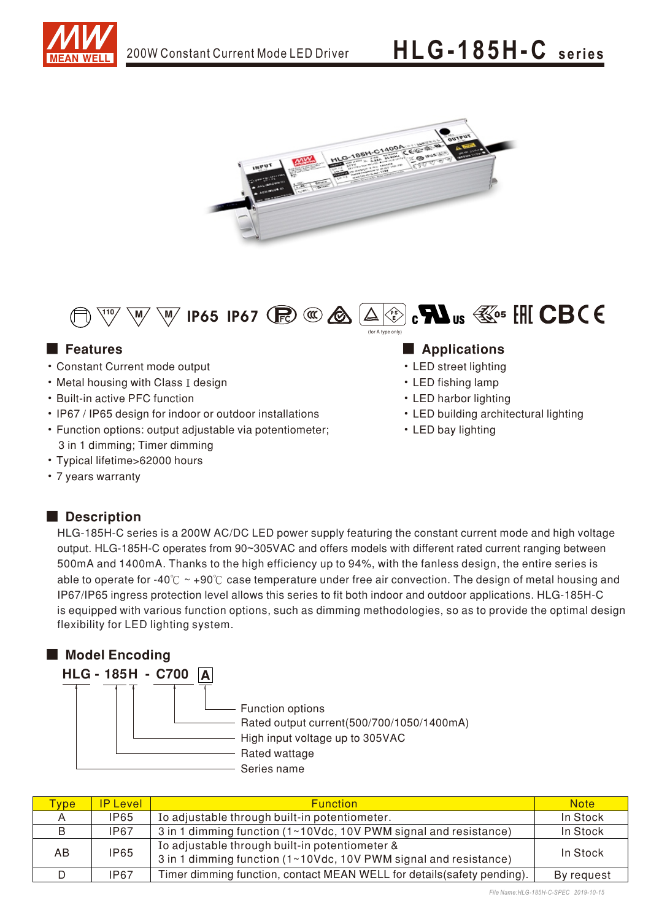# HLG-185H-C series

200W Constant Current Mode LED Driver

IP65 IP67

(for A type only)

## Features

- Constant Current mode output
- Metal housing with Class I design
- Built-in active PFC function
- IP67 / IP65 design for indoor or outdoor installations
- Function options: output adjustable via potentiometer; 3 in 1 dimming; Timer dimming
- Typical lifetime>62000 hours
- 7 years warranty

## Applications

- LED street lighting
- LED fishing lamp
- LED harbor lighting
- LED building architectural lighting
- LED bay lighting

## Description

HLG-185H-C series is a 200W AC/DC LED power supply featuring the constant current mode and high voltage output. HLG-185H-C operates from 90~305VAC and offers models with different rated current ranging between 500mA and 1400mA. Thanks to the high efficiency up to 94%, with the fanless design, the entire series is able to operate for -40℃ ~ +90℃ case temperature under free air convection. The design of metal housing and IP67/IP65 ingress protection level allows this series to fit both indoor and outdoor applications. HLG-185H-C is equipped with various function options, such as dimming methodologies, so as to provide the optimal design flexibility for LED lighting system.

## Model Encoding

**HLG - 185H - C700 A**

- A: Function options
- C700: Rated output current(500/700/1050/1400mA)
- H: High input voltage up to 305VAC
- 185: Rated wattage
- HLG: Series name

| Type | IP Level | Function | Note |
|---|---|---|---|
| A | IP65 | Io adjustable through built-in potentiometer. | In Stock |
| B | IP67 | 3 in 1 dimming function (1~10Vdc, 10V PWM signal and resistance) | In Stock |
| AB | IP65 | Io adjustable through built-in potentiometer & 3 in 1 dimming function (1~10Vdc, 10V PWM signal and resistance) | In Stock |
| D | IP67 | Timer dimming function, contact MEAN WELL for details(safety pending). | By request |

File Name:HLG-185H-C-SPEC 2019-10-15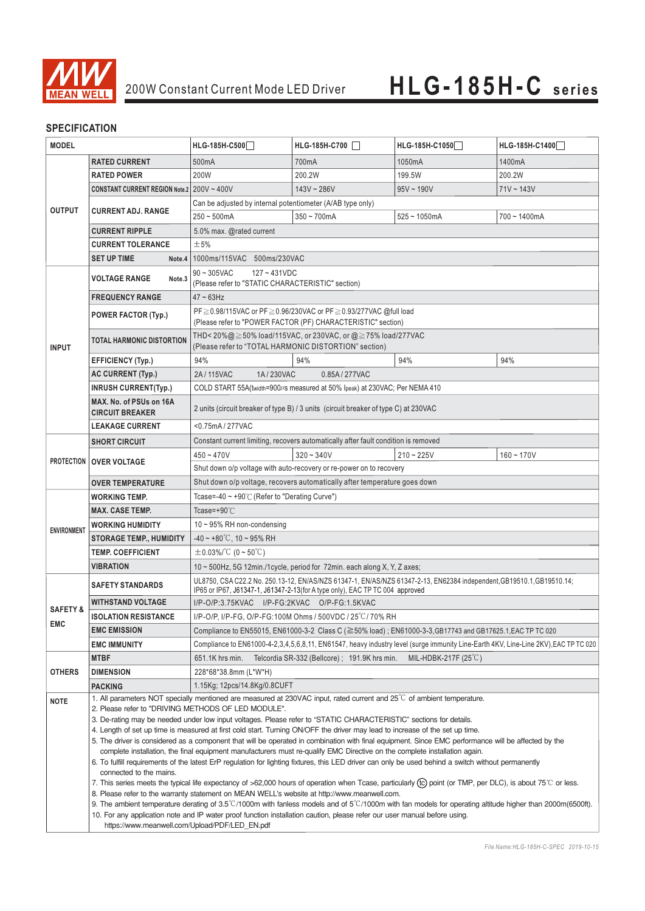# 200W Constant Current Mode LED Driver — HLG-185H-C series

## SPECIFICATION

| MODEL | | HLG-185H-C500☐ | HLG-185H-C700 ☐ | HLG-185H-C1050☐ | HLG-185H-C1400☐ |
|---|---|---|---|---|---|
| OUTPUT | RATED CURRENT | 500mA | 700mA | 1050mA | 1400mA |
| | RATED POWER | 200W | 200.2W | 199.5W | 200.2W |
| | CONSTANT CURRENT REGION Note.2 | 200V ~ 400V | 143V ~ 286V | 95V ~ 190V | 71V ~ 143V |
| | CURRENT ADJ. RANGE | Can be adjusted by internal potentiometer (A/AB type only) | | | |
| | | 250 ~ 500mA | 350 ~ 700mA | 525 ~ 1050mA | 700 ~ 1400mA |
| | CURRENT RIPPLE | 5.0% max. @rated current | | | |
| | CURRENT TOLERANCE | ±5% | | | |
| | SET UP TIME Note.4 | 1000ms/115VAC 500ms/230VAC | | | |
| INPUT | VOLTAGE RANGE Note.3 | 90 ~ 305VAC 127 ~ 431VDC (Please refer to "STATIC CHARACTERISTIC" section) | | | |
| | FREQUENCY RANGE | 47 ~ 63Hz | | | |
| | POWER FACTOR (Typ.) | PF≧0.98/115VAC or PF≧0.96/230VAC or PF≧0.93/277VAC @full load (Please refer to "POWER FACTOR (PF) CHARACTERISTIC" section) | | | |
| | TOTAL HARMONIC DISTORTION | THD< 20%@≧50% load/115VAC, or 230VAC, or @≧75% load/277VAC (Please refer to "TOTAL HARMONIC DISTORTION" section) | | | |
| | EFFICIENCY (Typ.) | 94% | 94% | 94% | 94% |
| | AC CURRENT (Typ.) | 2A / 115VAC 1A / 230VAC 0.85A / 277VAC | | | |
| | INRUSH CURRENT(Typ.) | COLD START 55A(twidth=900μs measured at 50% Ipeak) at 230VAC; Per NEMA 410 | | | |
| | MAX. No. of PSUs on 16A CIRCUIT BREAKER | 2 units (circuit breaker of type B) / 3 units (circuit breaker of type C) at 230VAC | | | |
| | LEAKAGE CURRENT | <0.75mA / 277VAC | | | |
| PROTECTION | SHORT CIRCUIT | Constant current limiting, recovers automatically after fault condition is removed | | | |
| | OVER VOLTAGE | 450 ~ 470V | 320 ~ 340V | 210 ~ 225V | 160 ~ 170V |
| | | Shut down o/p voltage with auto-recovery or re-power on to recovery | | | |
| | OVER TEMPERATURE | Shut down o/p voltage, recovers automatically after temperature goes down | | | |
| ENVIRONMENT | WORKING TEMP. | Tcase=-40 ~ +90℃ (Refer to "Derating Curve") | | | |
| | MAX. CASE TEMP. | Tcase=+90℃ | | | |
| | WORKING HUMIDITY | 10 ~ 95% RH non-condensing | | | |
| | STORAGE TEMP., HUMIDITY | -40 ~ +80℃, 10 ~ 95% RH | | | |
| | TEMP. COEFFICIENT | ±0.03%/℃ (0 ~ 50℃) | | | |
| | VIBRATION | 10 ~ 500Hz, 5G 12min./1cycle, period for 72min. each along X, Y, Z axes; | | | |
| SAFETY & EMC | SAFETY STANDARDS | UL8750, CSA C22.2 No. 250.13-12, EN/AS/NZS 61347-1, EN/AS/NZS 61347-2-13, EN62384 independent,GB19510.1,GB19510.14; IP65 or IP67, J61347-1, J61347-2-13(for A type only), EAC TP TC 004 approved | | | |
| | WITHSTAND VOLTAGE | I/P-O/P:3.75KVAC I/P-FG:2KVAC O/P-FG:1.5KVAC | | | |
| | ISOLATION RESISTANCE | I/P-O/P, I/P-FG, O/P-FG:100M Ohms / 500VDC / 25℃/ 70% RH | | | |
| | EMC EMISSION | Compliance to EN55015, EN61000-3-2 Class C (≧50% load) ; EN61000-3-3,GB17743 and GB17625.1,EAC TP TC 020 | | | |
| | EMC IMMUNITY | Compliance to EN61000-4-2,3,4,5,6,8,11, EN61547, heavy industry level (surge immunity Line-Earth 4KV, Line-Line 2KV),EAC TP TC 020 | | | |
| OTHERS | MTBF | 651.1K hrs min. Telcordia SR-332 (Bellcore) ; 191.9K hrs min. MIL-HDBK-217F (25℃) | | | |
| | DIMENSION | 228*68*38.8mm (L*W*H) | | | |
| | PACKING | 1.15Kg; 12pcs/14.8Kg/0.8CUFT | | | |

**NOTE**

1. All parameters NOT specially mentioned are measured at 230VAC input, rated current and 25℃ of ambient temperature.
2. Please refer to "DRIVING METHODS OF LED MODULE".
3. De-rating may be needed under low input voltages. Please refer to "STATIC CHARACTERISTIC" sections for details.
4. Length of set up time is measured at first cold start. Turning ON/OFF the driver may lead to increase of the set up time.
5. The driver is considered as a component that will be operated in combination with final equipment. Since EMC performance will be affected by the complete installation, the final equipment manufacturers must re-qualify EMC Directive on the complete installation again.
6. To fulfill requirements of the latest ErP regulation for lighting fixtures, this LED driver can only be used behind a switch without permanently connected to the mains.
7. This series meets the typical life expectancy of >62,000 hours of operation when Tcase, particularly (tc) point (or TMP, per DLC), is about 75℃ or less.
8. Please refer to the warranty statement on MEAN WELL's website at http://www.meanwell.com.
9. The ambient temperature derating of 3.5℃/1000m with fanless models and of 5℃/1000m with fan models for operating altitude higher than 2000m(6500ft).
10. For any application note and IP water proof function installation caution, please refer our user manual before using. https://www.meanwell.com/Upload/PDF/LED_EN.pdf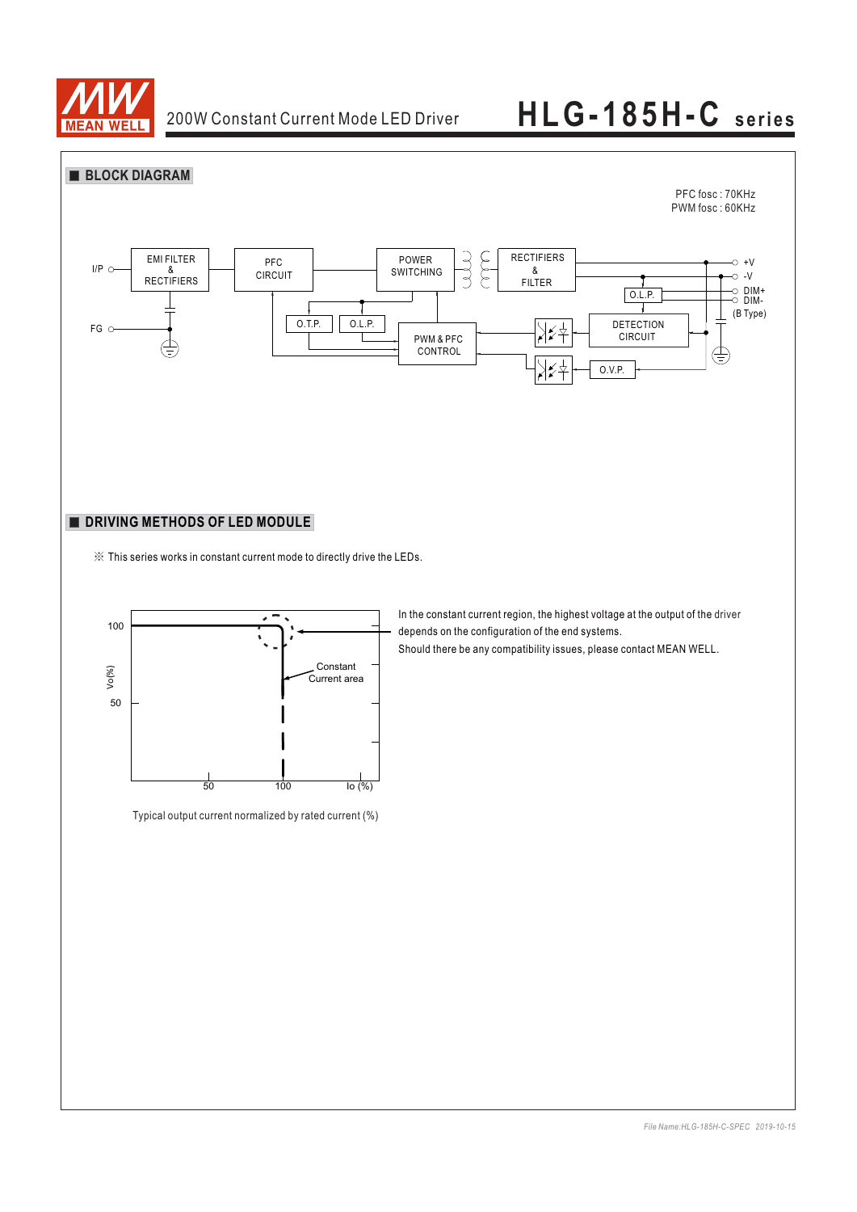## BLOCK DIAGRAM

PFC fosc : 70KHz
PWM fosc : 60KHz

## DRIVING METHODS OF LED MODULE

※ This series works in constant current mode to directly drive the LEDs.

In the constant current region, the highest voltage at the output of the driver depends on the configuration of the end systems.
Should there be any compatibility issues, please contact MEAN WELL.

Typical output current normalized by rated current (%)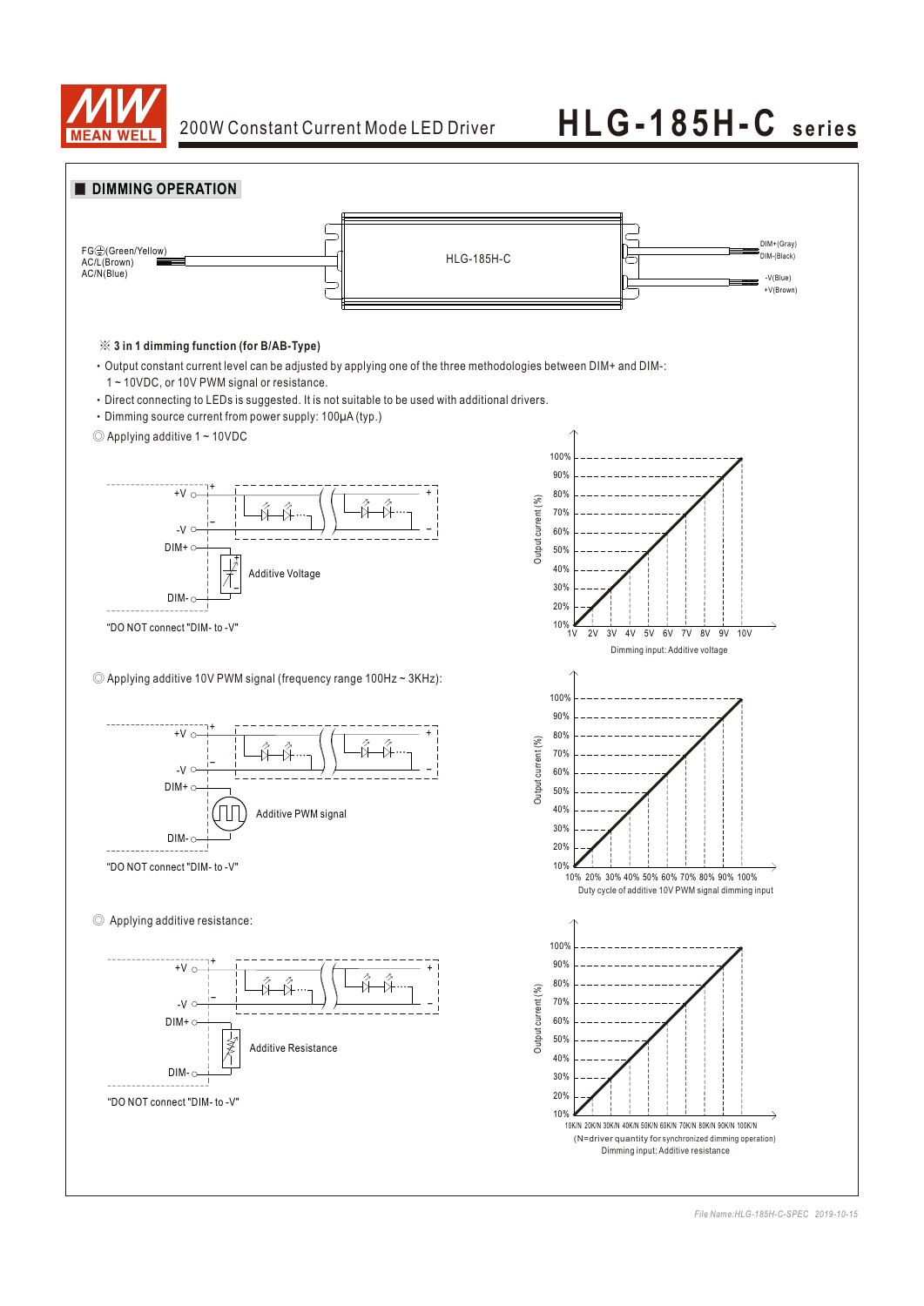# 200W Constant Current Mode LED Driver

# HLG-185H-C series

## DIMMING OPERATION

FG⏚(Green/Yellow)
AC/L(Brown)
AC/N(Blue)

HLG-185H-C

DIM+(Gray)
DIM-(Black)
-V(Blue)
+V(Brown)

**※ 3 in 1 dimming function (for B/AB-Type)**

- Output constant current level can be adjusted by applying one of the three methodologies between DIM+ and DIM-: 1 ~ 10VDC, or 10V PWM signal or resistance.
- Direct connecting to LEDs is suggested. It is not suitable to be used with additional drivers.
- Dimming source current from power supply: 100μA (typ.)

◎ Applying additive 1 ~ 10VDC

+V, -V, DIM+, DIM-, Additive Voltage

"DO NOT connect "DIM- to -V""

Output current (%): 10% – 100%

1V 2V 3V 4V 5V 6V 7V 8V 9V 10V

Dimming input: Additive voltage

◎ Applying additive 10V PWM signal (frequency range 100Hz ~ 3KHz):

+V, -V, DIM+, DIM-, Additive PWM signal

"DO NOT connect "DIM- to -V""

Output current (%): 10% – 100%

10% 20% 30% 40% 50% 60% 70% 80% 90% 100%

Duty cycle of additive 10V PWM signal dimming input

◎ Applying additive resistance:

+V, -V, DIM+, DIM-, Additive Resistance

"DO NOT connect "DIM- to -V""

Output current (%): 10% – 100%

10K/N 20K/N 30K/N 40K/N 50K/N 60K/N 70K/N 80K/N 90K/N 100K/N

(N=driver quantity for synchronized dimming operation)

Dimming input: Additive resistance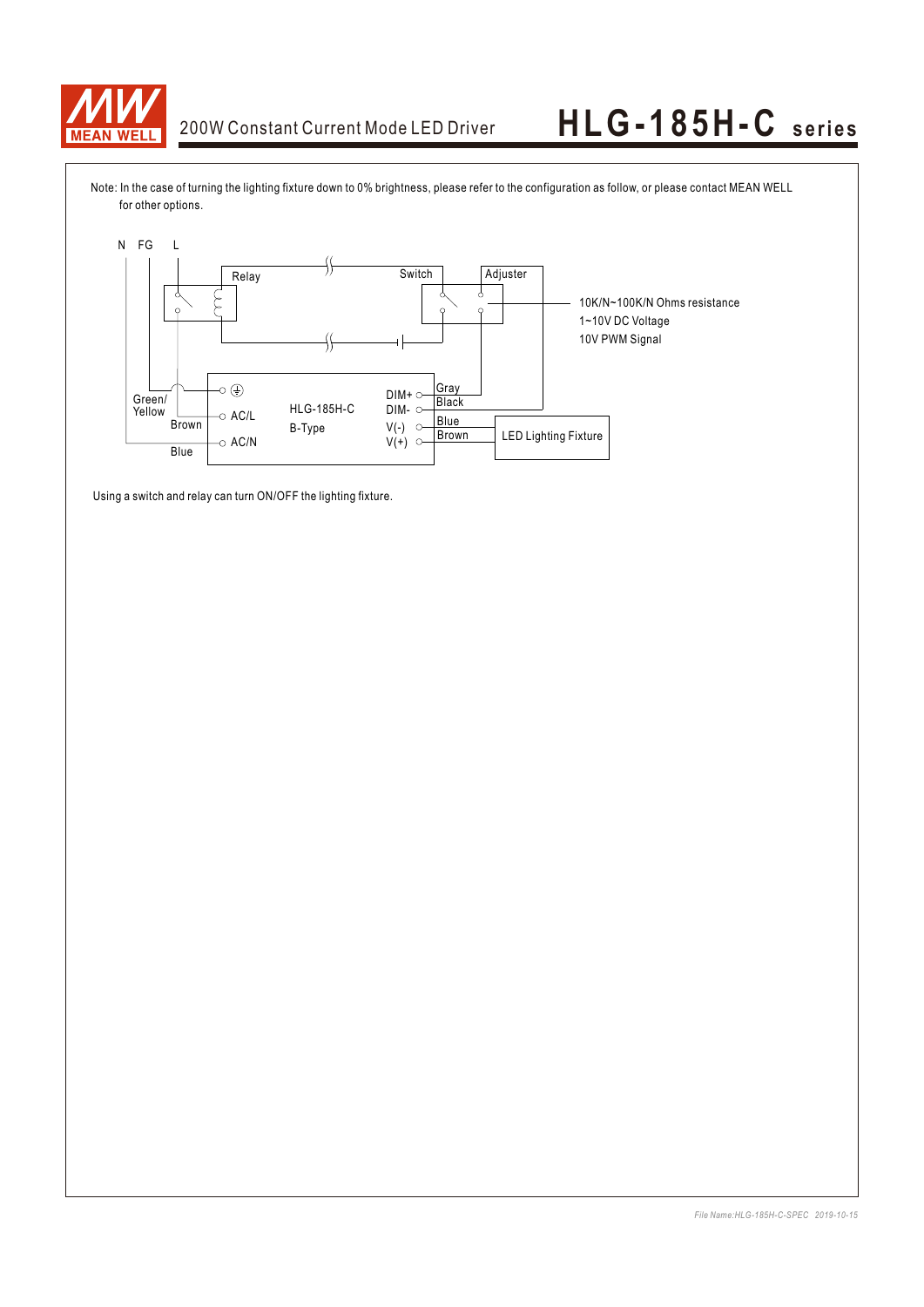Note: In the case of turning the lighting fixture down to 0% brightness, please refer to the configuration as follow, or please contact MEAN WELL for other options.

N FG L

Relay

Switch

Adjuster

10K/N~100K/N Ohms resistance
1~10V DC Voltage
10V PWM Signal

Green/ Yellow

Brown

Blue

AC/L

AC/N

HLG-185H-C
B-Type

DIM+
DIM-
V(-)
V(+)

Gray
Black
Blue
Brown

LED Lighting Fixture

Using a switch and relay can turn ON/OFF the lighting fixture.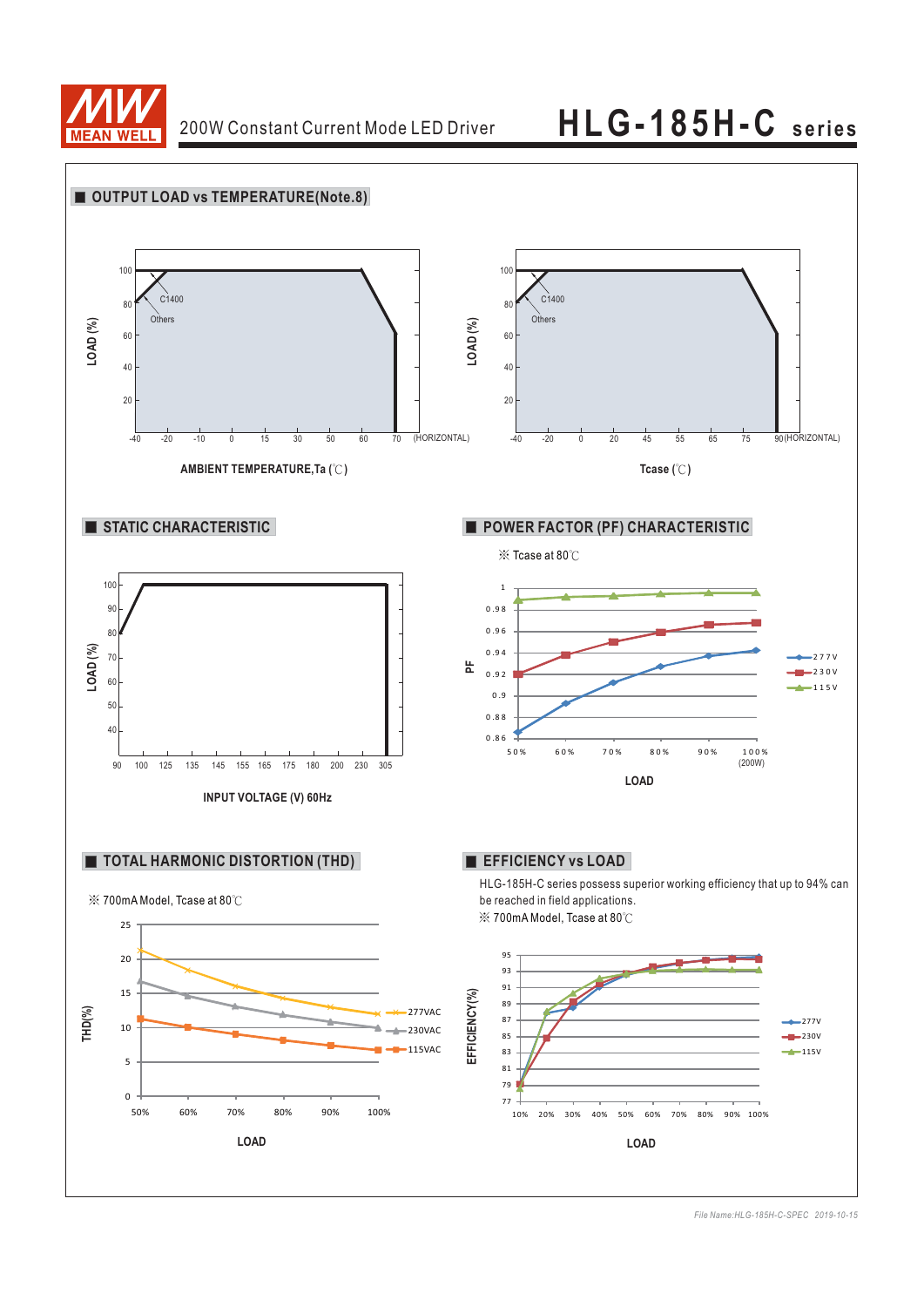## ■ OUTPUT LOAD vs TEMPERATURE(Note.8)

LOAD (%)

100, 80, 60, 40, 20

C1400

Others

-40 -20 -10 0 15 30 50 60 70 (HORIZONTAL)

AMBIENT TEMPERATURE,Ta (℃)

LOAD (%)

100, 80, 60, 40, 20

C1400

Others

-40 -20 0 20 45 55 65 75 90(HORIZONTAL)

Tcase (℃)

## ■ STATIC CHARACTERISTIC

LOAD (%)

100, 90, 80, 70, 60, 50, 40

90 100 125 135 145 155 165 175 180 200 230 305

INPUT VOLTAGE (V) 60Hz

## ■ POWER FACTOR (PF) CHARACTERISTIC

※ Tcase at 80℃

PF

1, 0.98, 0.96, 0.94, 0.92, 0.9, 0.88, 0.86

50% 60% 70% 80% 90% 100% (200W)

LOAD

277V, 230V, 115V

## ■ TOTAL HARMONIC DISTORTION (THD)

※ 700mA Model, Tcase at 80℃

THD(%)

25, 20, 15, 10, 5, 0

50% 60% 70% 80% 90% 100%

LOAD

277VAC, 230VAC, 115VAC

## ■ EFFICIENCY vs LOAD

HLG-185H-C series possess superior working efficiency that up to 94% can be reached in field applications.

※ 700mA Model, Tcase at 80℃

EFFICIENCY(%)

95, 93, 91, 89, 87, 85, 83, 81, 79, 77

10% 20% 30% 40% 50% 60% 70% 80% 90% 100%

LOAD

277V, 230V, 115V

File Name:HLG-185H-C-SPEC 2019-10-15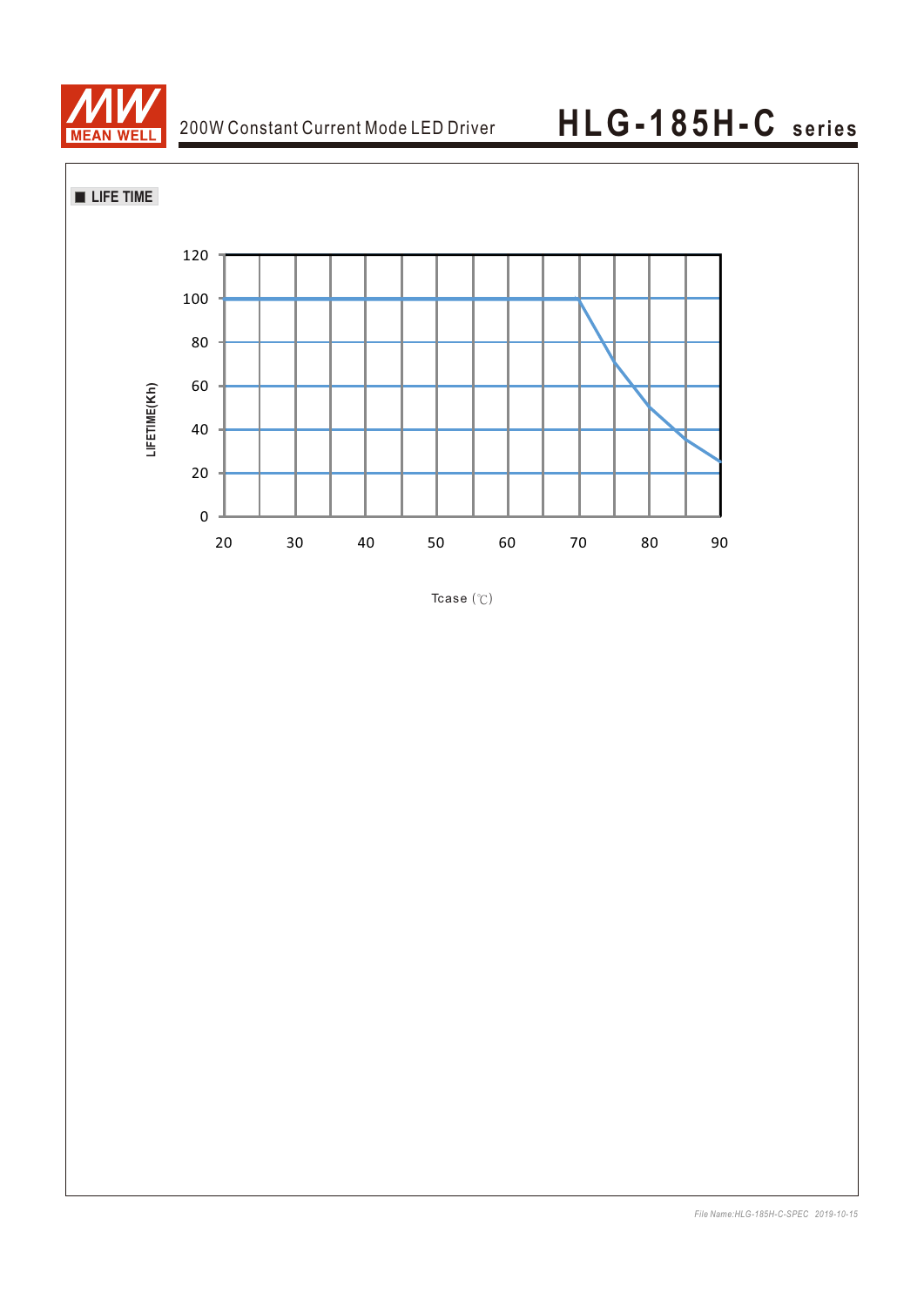## ■ LIFE TIME

LIFETIME(Kh)

120
100
80
60
40
20
0

20 30 40 50 60 70 80 90

Tcase (℃)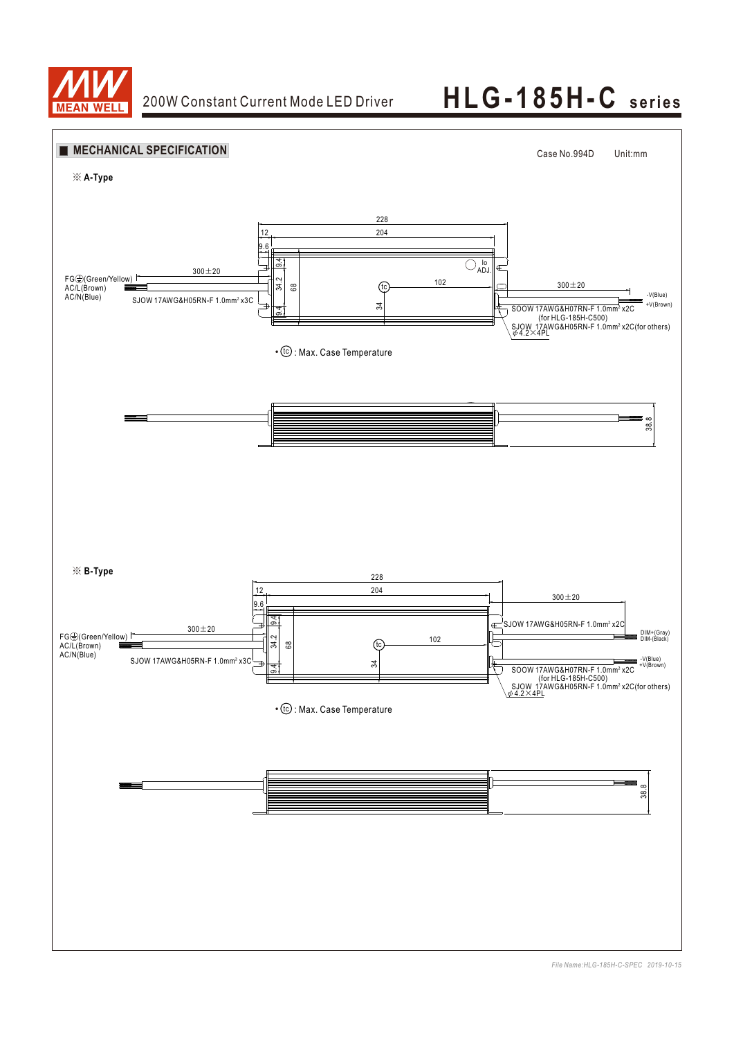## MECHANICAL SPECIFICATION

Case No.994D Unit:mm

※ A-Type

228
12
204
9.6
9.4
34.2
68
9.4
34
102
Io ADJ.
tc
300±20
300±20

FG⏚(Green/Yellow)
AC/L(Brown)
AC/N(Blue)
SJOW 17AWG&H05RN-F 1.0mm² x3C

-V(Blue)
+V(Brown)
SOOW 17AWG&H07RN-F 1.0mm² x2C
(for HLG-185H-C500)
SJOW 17AWG&H05RN-F 1.0mm² x2C(for others)
φ4.2×4PL

• tc : Max. Case Temperature

38.8

※ B-Type

228
12
204
9.6
9.4
34.2
68
9.4
34
102
tc
300±20
300±20

FG⏚(Green/Yellow)
AC/L(Brown)
AC/N(Blue)
SJOW 17AWG&H05RN-F 1.0mm² x3C

SJOW 17AWG&H05RN-F 1.0mm² x2C
DIM+(Gray)
DIM-(Black)
-V(Blue)
+V(Brown)
SOOW 17AWG&H07RN-F 1.0mm² x2C
(for HLG-185H-C500)
SJOW 17AWG&H05RN-F 1.0mm² x2C(for others)
φ4.2×4PL

• tc : Max. Case Temperature

38.8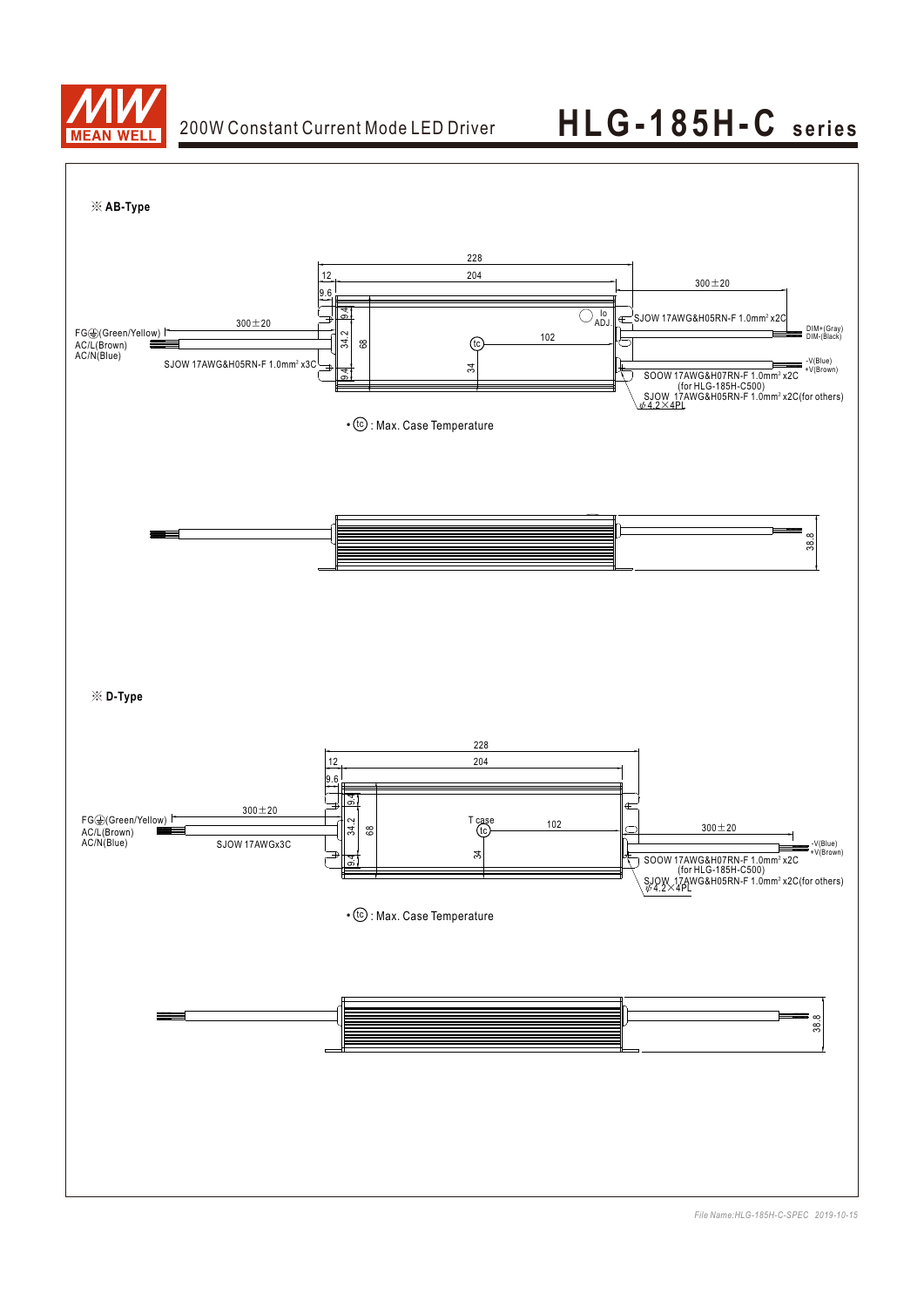# 200W Constant Current Mode LED Driver — HLG-185H-C series

※ **AB-Type**

228
12
204
9.6
300±20
9.4
34.2
68
9.4
Io ADJ.
102
tc
34
300±20

FG⏚(Green/Yellow)
AC/L(Brown)
AC/N(Blue)
SJOW 17AWG&H05RN-F 1.0mm² x3C

SJOW 17AWG&H05RN-F 1.0mm² x2C
DIM+(Gray)
DIM-(Black)
-V(Blue)
+V(Brown)
SOOW 17AWG&H07RN-F 1.0mm² x2C (for HLG-185H-C500)
SJOW 17AWG&H05RN-F 1.0mm² x2C(for others)
ψ 4.2×4PL

• ⓣⓒ : Max. Case Temperature

38.8

※ **D-Type**

228
12
204
9.6
300±20
9.4
34.2
68
9.4
T case
tc
102
34
300±20

FG⏚(Green/Yellow)
AC/L(Brown)
AC/N(Blue)
SJOW 17AWGx3C

-V(Blue)
+V(Brown)
SOOW 17AWG&H07RN-F 1.0mm² x2C (for HLG-185H-C500)
SJOW 17AWG&H05RN-F 1.0mm² x2C(for others)
ψ 4.2×4PL

• ⓣⓒ : Max. Case Temperature

38.8

*File Name:HLG-185H-C-SPEC 2019-10-15*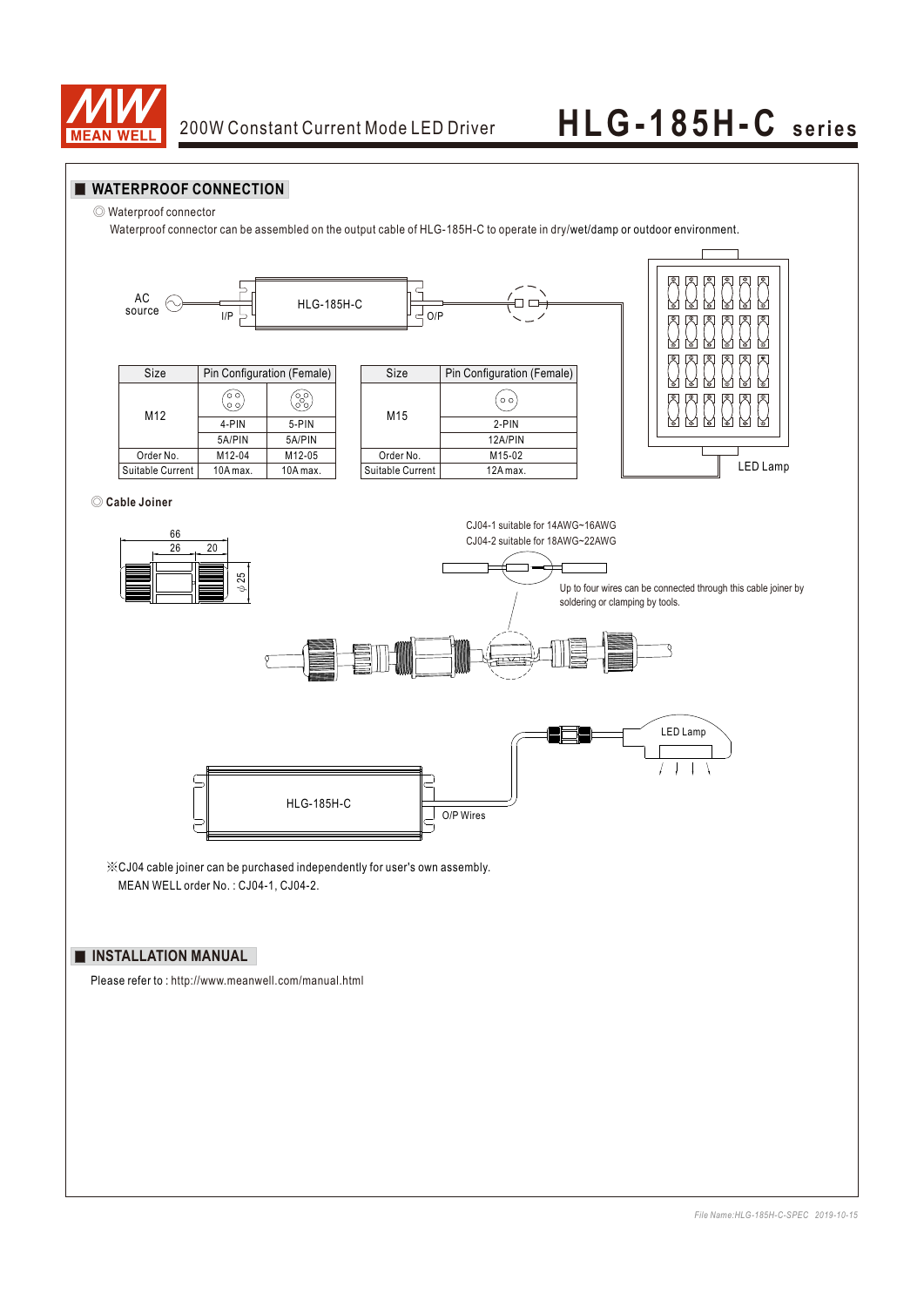## WATERPROOF CONNECTION

◎ Waterproof connector

Waterproof connector can be assembled on the output cable of HLG-185H-C to operate in dry/wet/damp or outdoor environment.

AC source

I/P

HLG-185H-C

O/P

LED Lamp

| Size | Pin Configuration (Female) | |
|---|---|---|
| M12 | 4-PIN | 5-PIN |
| | 5A/PIN | 5A/PIN |
| Order No. | M12-04 | M12-05 |
| Suitable Current | 10A max. | 10A max. |

| Size | Pin Configuration (Female) |
|---|---|
| M15 | 2-PIN |
| | 12A/PIN |
| Order No. | M15-02 |
| Suitable Current | 12A max. |

◎ **Cable Joiner**

66

26

20

φ 25

CJ04-1 suitable for 14AWG~16AWG

CJ04-2 suitable for 18AWG~22AWG

Up to four wires can be connected through this cable joiner by soldering or clamping by tools.

LED Lamp

HLG-185H-C

O/P Wires

※CJ04 cable joiner can be purchased independently for user's own assembly.
MEAN WELL order No. : CJ04-1, CJ04-2.

## INSTALLATION MANUAL

Please refer to : http://www.meanwell.com/manual.html